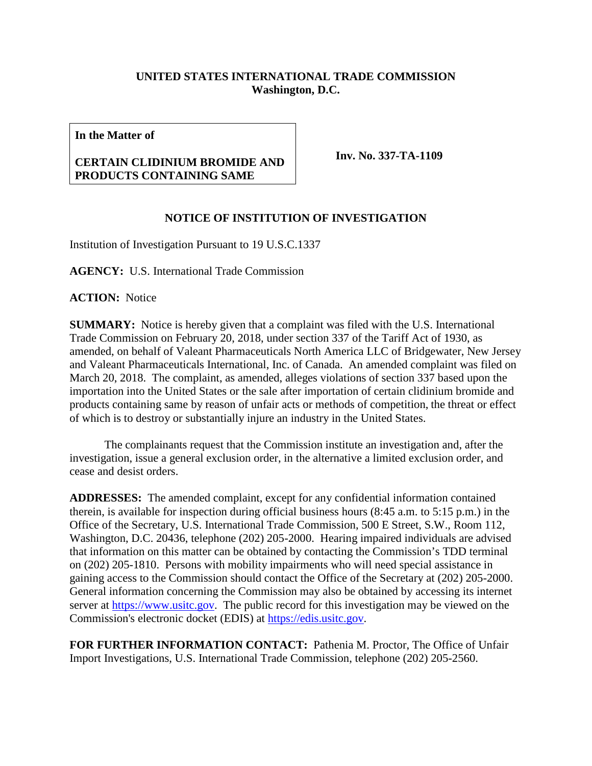**UNITED STATES INTERNATIONAL TRADE COMMISSION**
**Washington, D.C.**

| **In the Matter of** **CERTAIN CLIDINIUM BROMIDE AND PRODUCTS CONTAINING SAME** | **Inv. No. 337-TA-1109** |
|---|---|

## NOTICE OF INSTITUTION OF INVESTIGATION

Institution of Investigation Pursuant to 19 U.S.C.1337

**AGENCY:** U.S. International Trade Commission

**ACTION:** Notice

**SUMMARY:** Notice is hereby given that a complaint was filed with the U.S. International Trade Commission on February 20, 2018, under section 337 of the Tariff Act of 1930, as amended, on behalf of Valeant Pharmaceuticals North America LLC of Bridgewater, New Jersey and Valeant Pharmaceuticals International, Inc. of Canada. An amended complaint was filed on March 20, 2018. The complaint, as amended, alleges violations of section 337 based upon the importation into the United States or the sale after importation of certain clidinium bromide and products containing same by reason of unfair acts or methods of competition, the threat or effect of which is to destroy or substantially injure an industry in the United States.

The complainants request that the Commission institute an investigation and, after the investigation, issue a general exclusion order, in the alternative a limited exclusion order, and cease and desist orders.

**ADDRESSES:** The amended complaint, except for any confidential information contained therein, is available for inspection during official business hours (8:45 a.m. to 5:15 p.m.) in the Office of the Secretary, U.S. International Trade Commission, 500 E Street, S.W., Room 112, Washington, D.C. 20436, telephone (202) 205-2000. Hearing impaired individuals are advised that information on this matter can be obtained by contacting the Commission's TDD terminal on (202) 205-1810. Persons with mobility impairments who will need special assistance in gaining access to the Commission should contact the Office of the Secretary at (202) 205-2000. General information concerning the Commission may also be obtained by accessing its internet server at https://www.usitc.gov. The public record for this investigation may be viewed on the Commission's electronic docket (EDIS) at https://edis.usitc.gov.

**FOR FURTHER INFORMATION CONTACT:** Pathenia M. Proctor, The Office of Unfair Import Investigations, U.S. International Trade Commission, telephone (202) 205-2560.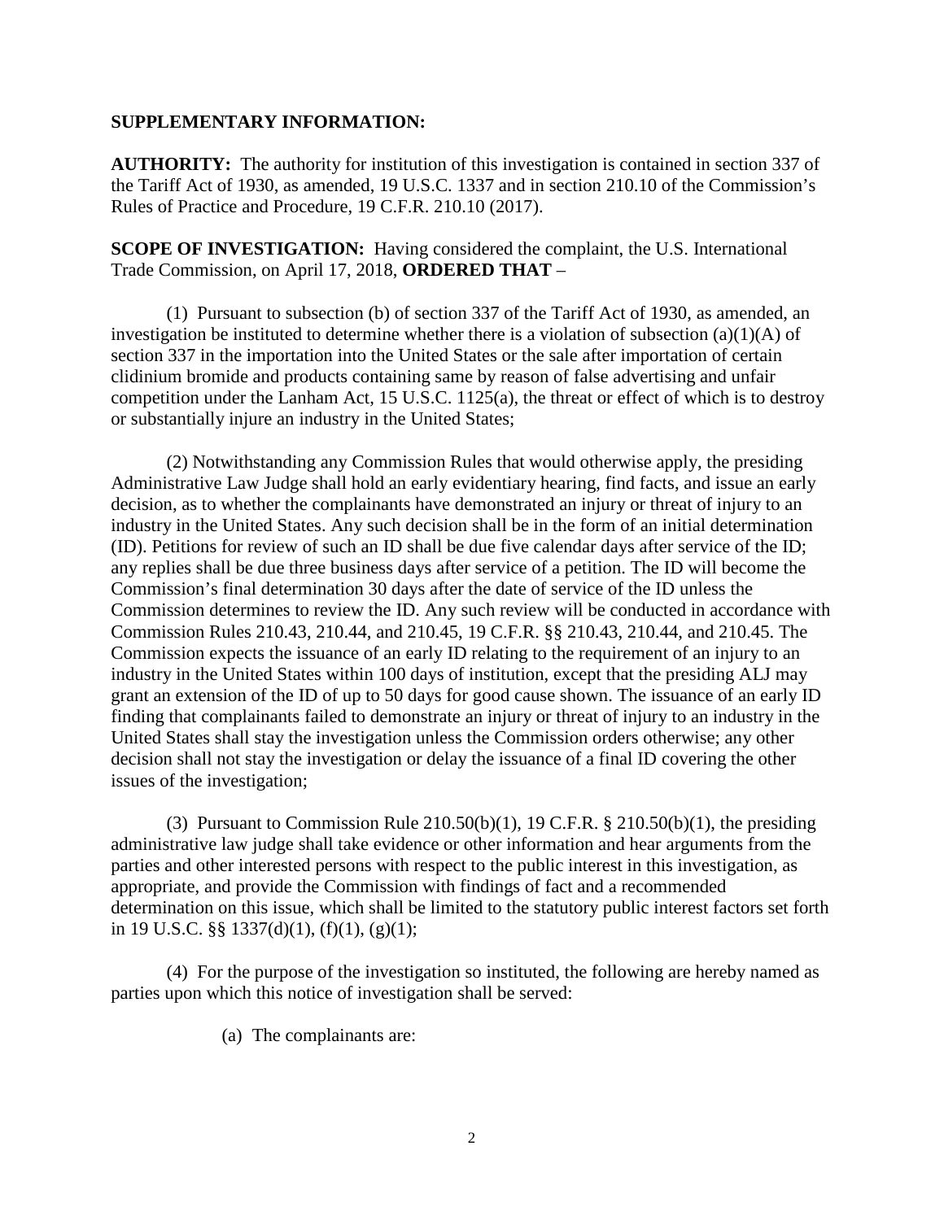**SUPPLEMENTARY INFORMATION:**

**AUTHORITY:** The authority for institution of this investigation is contained in section 337 of the Tariff Act of 1930, as amended, 19 U.S.C. 1337 and in section 210.10 of the Commission's Rules of Practice and Procedure, 19 C.F.R. 210.10 (2017).

**SCOPE OF INVESTIGATION:** Having considered the complaint, the U.S. International Trade Commission, on April 17, 2018, **ORDERED THAT** –

(1) Pursuant to subsection (b) of section 337 of the Tariff Act of 1930, as amended, an investigation be instituted to determine whether there is a violation of subsection (a)(1)(A) of section 337 in the importation into the United States or the sale after importation of certain clidinium bromide and products containing same by reason of false advertising and unfair competition under the Lanham Act, 15 U.S.C. 1125(a), the threat or effect of which is to destroy or substantially injure an industry in the United States;

(2) Notwithstanding any Commission Rules that would otherwise apply, the presiding Administrative Law Judge shall hold an early evidentiary hearing, find facts, and issue an early decision, as to whether the complainants have demonstrated an injury or threat of injury to an industry in the United States. Any such decision shall be in the form of an initial determination (ID). Petitions for review of such an ID shall be due five calendar days after service of the ID; any replies shall be due three business days after service of a petition. The ID will become the Commission's final determination 30 days after the date of service of the ID unless the Commission determines to review the ID. Any such review will be conducted in accordance with Commission Rules 210.43, 210.44, and 210.45, 19 C.F.R. §§ 210.43, 210.44, and 210.45. The Commission expects the issuance of an early ID relating to the requirement of an injury to an industry in the United States within 100 days of institution, except that the presiding ALJ may grant an extension of the ID of up to 50 days for good cause shown. The issuance of an early ID finding that complainants failed to demonstrate an injury or threat of injury to an industry in the United States shall stay the investigation unless the Commission orders otherwise; any other decision shall not stay the investigation or delay the issuance of a final ID covering the other issues of the investigation;

(3) Pursuant to Commission Rule 210.50(b)(1), 19 C.F.R. § 210.50(b)(1), the presiding administrative law judge shall take evidence or other information and hear arguments from the parties and other interested persons with respect to the public interest in this investigation, as appropriate, and provide the Commission with findings of fact and a recommended determination on this issue, which shall be limited to the statutory public interest factors set forth in 19 U.S.C. §§ 1337(d)(1), (f)(1), (g)(1);

(4) For the purpose of the investigation so instituted, the following are hereby named as parties upon which this notice of investigation shall be served:

(a) The complainants are: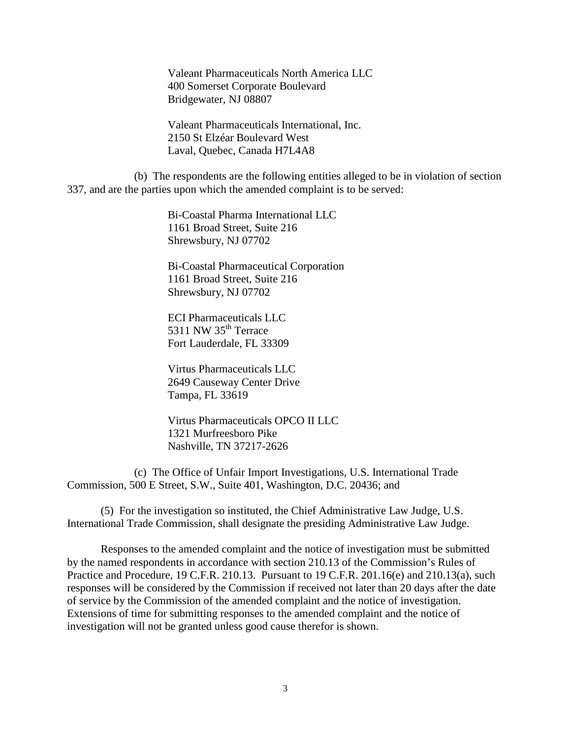Valeant Pharmaceuticals North America LLC
400 Somerset Corporate Boulevard
Bridgewater, NJ 08807

Valeant Pharmaceuticals International, Inc.
2150 St Elzéar Boulevard West
Laval, Quebec, Canada H7L4A8

(b) The respondents are the following entities alleged to be in violation of section 337, and are the parties upon which the amended complaint is to be served:

Bi-Coastal Pharma International LLC
1161 Broad Street, Suite 216
Shrewsbury, NJ 07702

Bi-Coastal Pharmaceutical Corporation
1161 Broad Street, Suite 216
Shrewsbury, NJ 07702

ECI Pharmaceuticals LLC
5311 NW 35th Terrace
Fort Lauderdale, FL 33309

Virtus Pharmaceuticals LLC
2649 Causeway Center Drive
Tampa, FL 33619

Virtus Pharmaceuticals OPCO II LLC
1321 Murfreesboro Pike
Nashville, TN 37217-2626

(c) The Office of Unfair Import Investigations, U.S. International Trade Commission, 500 E Street, S.W., Suite 401, Washington, D.C. 20436; and

(5) For the investigation so instituted, the Chief Administrative Law Judge, U.S. International Trade Commission, shall designate the presiding Administrative Law Judge.

Responses to the amended complaint and the notice of investigation must be submitted by the named respondents in accordance with section 210.13 of the Commission's Rules of Practice and Procedure, 19 C.F.R. 210.13. Pursuant to 19 C.F.R. 201.16(e) and 210.13(a), such responses will be considered by the Commission if received not later than 20 days after the date of service by the Commission of the amended complaint and the notice of investigation. Extensions of time for submitting responses to the amended complaint and the notice of investigation will not be granted unless good cause therefor is shown.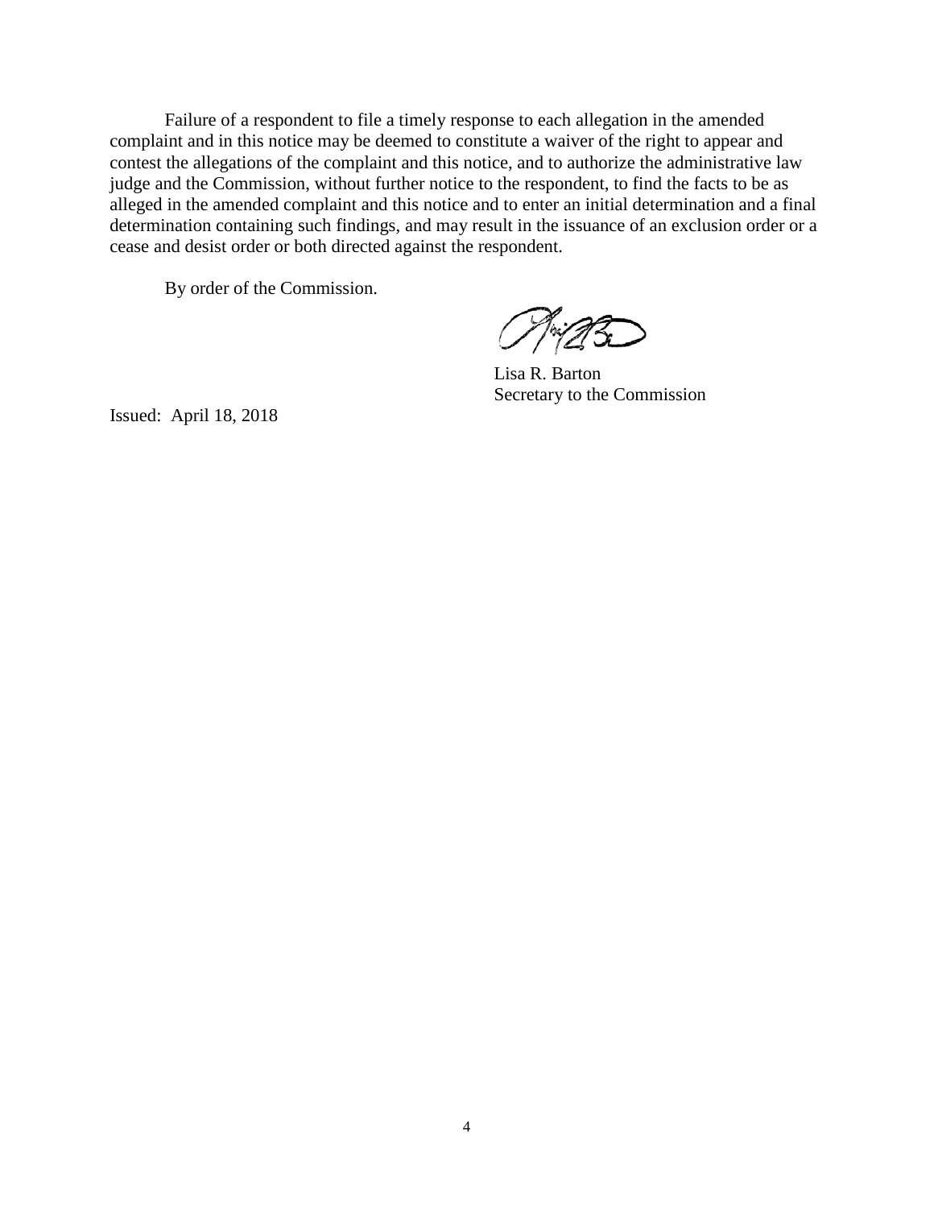Failure of a respondent to file a timely response to each allegation in the amended complaint and in this notice may be deemed to constitute a waiver of the right to appear and contest the allegations of the complaint and this notice, and to authorize the administrative law judge and the Commission, without further notice to the respondent, to find the facts to be as alleged in the amended complaint and this notice and to enter an initial determination and a final determination containing such findings, and may result in the issuance of an exclusion order or a cease and desist order or both directed against the respondent.

By order of the Commission.

Lisa R. Barton
Secretary to the Commission

Issued: April 18, 2018